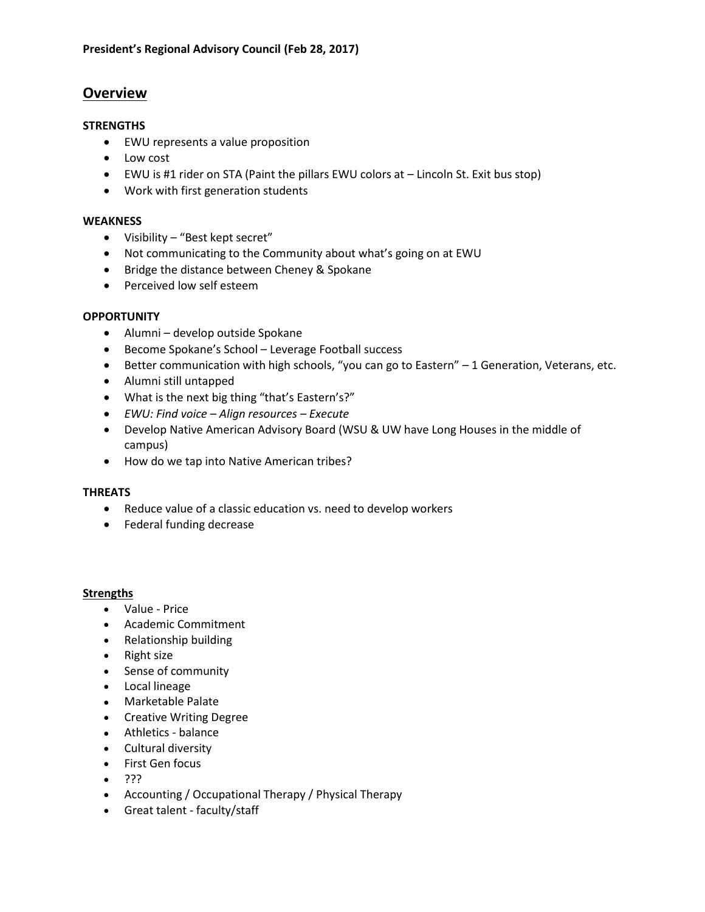**President's Regional Advisory Council (Feb 28, 2017)**

## Overview

**STRENGTHS**

- EWU represents a value proposition
- Low cost
- EWU is #1 rider on STA (Paint the pillars EWU colors at – Lincoln St. Exit bus stop)
- Work with first generation students

**WEAKNESS**

- Visibility – "Best kept secret"
- Not communicating to the Community about what's going on at EWU
- Bridge the distance between Cheney & Spokane
- Perceived low self esteem

**OPPORTUNITY**

- Alumni – develop outside Spokane
- Become Spokane's School – Leverage Football success
- Better communication with high schools, "you can go to Eastern" – 1 Generation, Veterans, etc.
- Alumni still untapped
- What is the next big thing "that's Eastern's?"
- *EWU: Find voice – Align resources – Execute*
- Develop Native American Advisory Board (WSU & UW have Long Houses in the middle of campus)
- How do we tap into Native American tribes?

**THREATS**

- Reduce value of a classic education vs. need to develop workers
- Federal funding decrease

### Strengths

- Value - Price
- Academic Commitment
- Relationship building
- Right size
- Sense of community
- Local lineage
- Marketable Palate
- Creative Writing Degree
- Athletics - balance
- Cultural diversity
- First Gen focus
- ???
- Accounting / Occupational Therapy / Physical Therapy
- Great talent - faculty/staff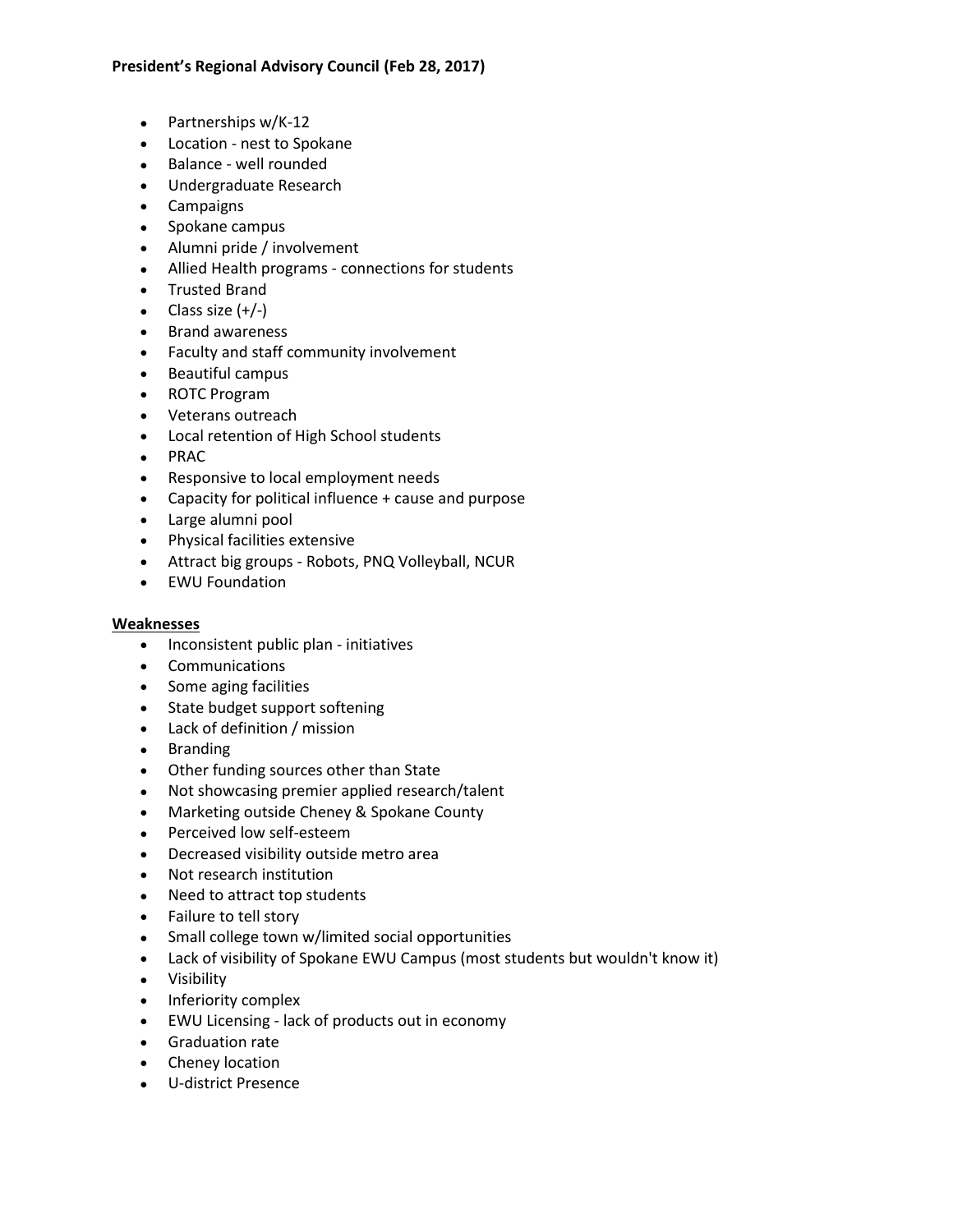**President's Regional Advisory Council (Feb 28, 2017)**

- Partnerships w/K-12
- Location - nest to Spokane
- Balance - well rounded
- Undergraduate Research
- Campaigns
- Spokane campus
- Alumni pride / involvement
- Allied Health programs - connections for students
- Trusted Brand
- Class size (+/-)
- Brand awareness
- Faculty and staff community involvement
- Beautiful campus
- ROTC Program
- Veterans outreach
- Local retention of High School students
- PRAC
- Responsive to local employment needs
- Capacity for political influence + cause and purpose
- Large alumni pool
- Physical facilities extensive
- Attract big groups - Robots, PNQ Volleyball, NCUR
- EWU Foundation

**Weaknesses**

- Inconsistent public plan - initiatives
- Communications
- Some aging facilities
- State budget support softening
- Lack of definition / mission
- Branding
- Other funding sources other than State
- Not showcasing premier applied research/talent
- Marketing outside Cheney & Spokane County
- Perceived low self-esteem
- Decreased visibility outside metro area
- Not research institution
- Need to attract top students
- Failure to tell story
- Small college town w/limited social opportunities
- Lack of visibility of Spokane EWU Campus (most students but wouldn't know it)
- Visibility
- Inferiority complex
- EWU Licensing - lack of products out in economy
- Graduation rate
- Cheney location
- U-district Presence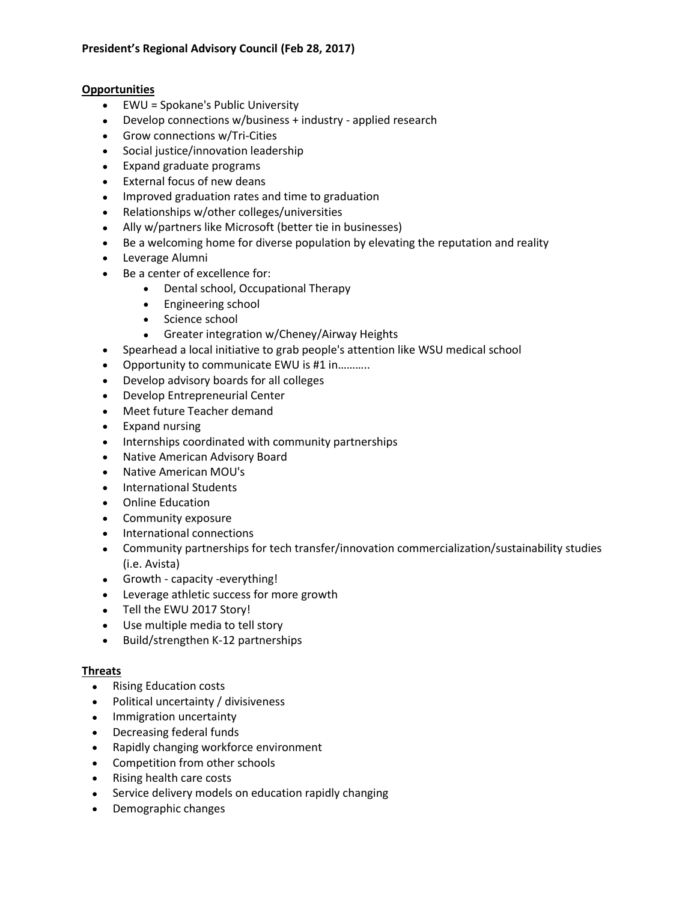**President's Regional Advisory Council (Feb 28, 2017)**

**Opportunities**

- EWU = Spokane's Public University
- Develop connections w/business + industry - applied research
- Grow connections w/Tri-Cities
- Social justice/innovation leadership
- Expand graduate programs
- External focus of new deans
- Improved graduation rates and time to graduation
- Relationships w/other colleges/universities
- Ally w/partners like Microsoft (better tie in businesses)
- Be a welcoming home for diverse population by elevating the reputation and reality
- Leverage Alumni
- Be a center of excellence for:
  - Dental school, Occupational Therapy
  - Engineering school
  - Science school
  - Greater integration w/Cheney/Airway Heights
- Spearhead a local initiative to grab people's attention like WSU medical school
- Opportunity to communicate EWU is #1 in………..
- Develop advisory boards for all colleges
- Develop Entrepreneurial Center
- Meet future Teacher demand
- Expand nursing
- Internships coordinated with community partnerships
- Native American Advisory Board
- Native American MOU's
- International Students
- Online Education
- Community exposure
- International connections
- Community partnerships for tech transfer/innovation commercialization/sustainability studies (i.e. Avista)
- Growth - capacity -everything!
- Leverage athletic success for more growth
- Tell the EWU 2017 Story!
- Use multiple media to tell story
- Build/strengthen K-12 partnerships

**Threats**

- Rising Education costs
- Political uncertainty / divisiveness
- Immigration uncertainty
- Decreasing federal funds
- Rapidly changing workforce environment
- Competition from other schools
- Rising health care costs
- Service delivery models on education rapidly changing
- Demographic changes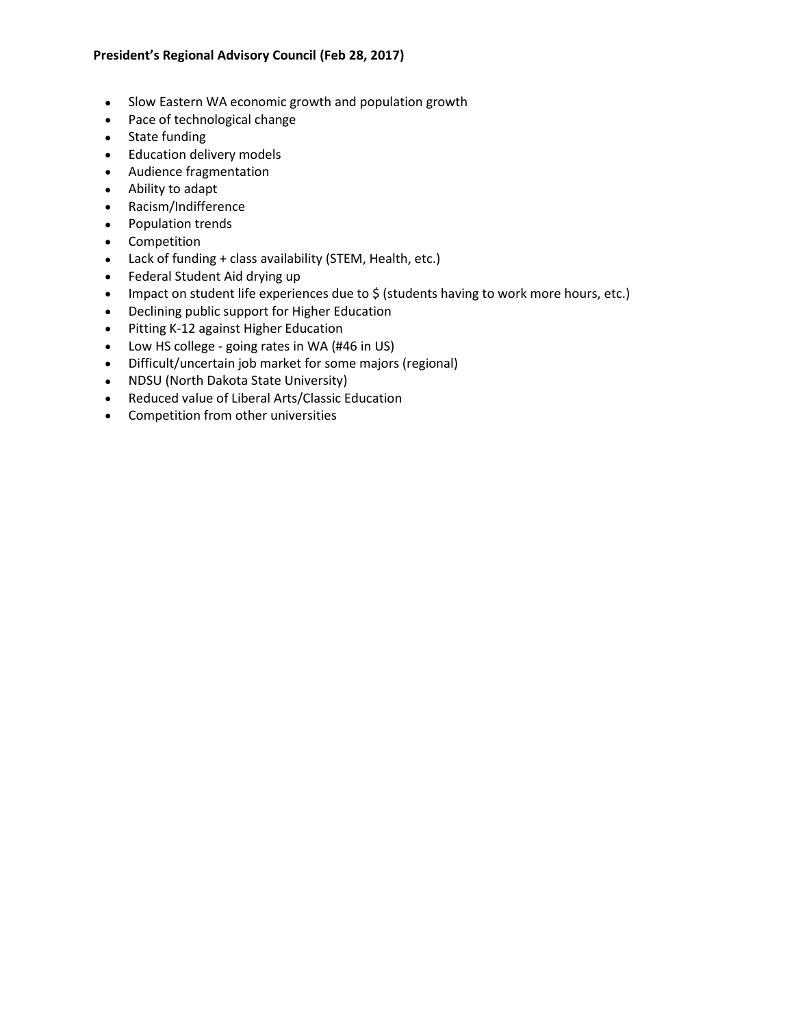**President's Regional Advisory Council (Feb 28, 2017)**

- Slow Eastern WA economic growth and population growth
- Pace of technological change
- State funding
- Education delivery models
- Audience fragmentation
- Ability to adapt
- Racism/Indifference
- Population trends
- Competition
- Lack of funding + class availability (STEM, Health, etc.)
- Federal Student Aid drying up
- Impact on student life experiences due to $ (students having to work more hours, etc.)
- Declining public support for Higher Education
- Pitting K-12 against Higher Education
- Low HS college - going rates in WA (#46 in US)
- Difficult/uncertain job market for some majors (regional)
- NDSU (North Dakota State University)
- Reduced value of Liberal Arts/Classic Education
- Competition from other universities